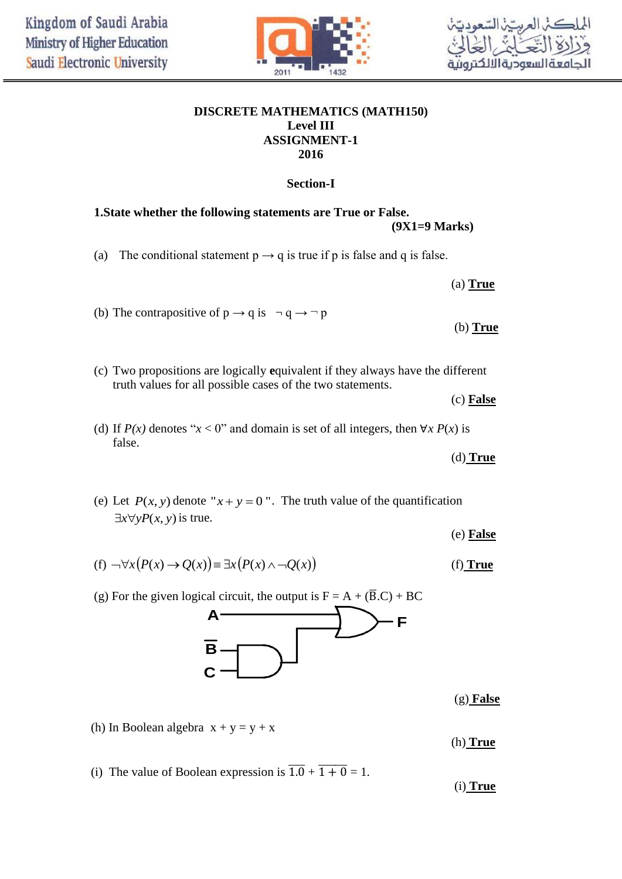Kingdom of Saudi Arabia
Ministry of Higher Education
Saudi Electronic University

المملكة العربية السعودية
وزارة التعليم العالي
الجامعة السعودية الالكترونية

**DISCRETE MATHEMATICS (MATH150)**
**Level III**
**ASSIGNMENT-1**
**2016**

## Section-I

**1.State whether the following statements are True or False.**
**(9X1=9 Marks)**

(a) The conditional statement $p \rightarrow q$ is true if p is false and q is false.

(a) **True**

(b) The contrapositive of $p \rightarrow q$ is $\neg q \rightarrow \neg p$

(b) **True**

(c) Two propositions are logically **e**quivalent if they always have the different truth values for all possible cases of the two statements.

(c) **False**

(d) If *P(x)* denotes "$x < 0$" and domain is set of all integers, then $\forall x\, P(x)$ is false.

(d) **True**

(e) Let $P(x, y)$ denote "$x + y = 0$". The truth value of the quantification $\exists x \forall y P(x, y)$ is true.

(e) **False**

(f) $\neg \forall x \left(P(x) \rightarrow Q(x)\right) \equiv \exists x \left(P(x) \wedge \neg Q(x)\right)$

(f) **True**

(g) For the given logical circuit, the output is $F = A + (\overline{B}.C) + BC$

(Circuit: input A goes directly to an OR gate; inputs $\overline{B}$ and C go to an AND gate whose output feeds the OR gate; OR gate output is F.)

(g) **False**

(h) In Boolean algebra $x + y = y + x$

(h) **True**

(i) The value of Boolean expression is $\overline{1.0} + \overline{1 + 0} = 1$.

(i) **True**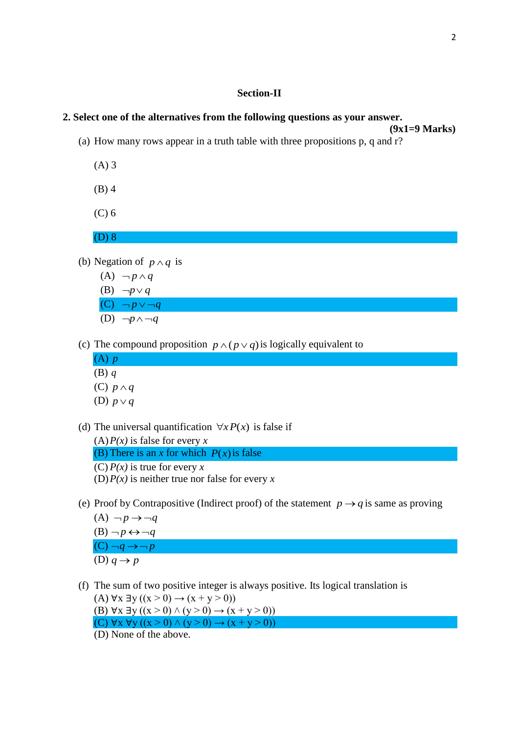## Section-II

**2. Select one of the alternatives from the following questions as your answer.**

**(9x1=9 Marks)**

(a) How many rows appear in a truth table with three propositions p, q and r?

(A) 3

(B) 4

(C) 6

(D) 8

(b) Negation of $p \wedge q$ is

(A) $\neg p \wedge q$

(B) $\neg p \vee q$

(C) $\neg p \vee \neg q$

(D) $\neg p \wedge \neg q$

(c) The compound proposition $p \wedge (p \vee q)$ is logically equivalent to

(A) $p$

(B) $q$

(C) $p \wedge q$

(D) $p \vee q$

(d) The universal quantification $\forall x P(x)$ is false if

(A) *P(x)* is false for every *x*

(B) There is an *x* for which $P(x)$ is false

(C) *P(x)* is true for every *x*

(D) *P(x)* is neither true nor false for every *x*

(e) Proof by Contrapositive (Indirect proof) of the statement $p \rightarrow q$ is same as proving

(A) $\neg p \rightarrow \neg q$

(B) $\neg p \leftrightarrow \neg q$

(C) $\neg q \rightarrow \neg p$

(D) $q \rightarrow p$

(f) The sum of two positive integer is always positive. Its logical translation is

(A) $\forall x \, \exists y \, ((x > 0) \rightarrow (x + y > 0))$

(B) $\forall x \, \exists y \, ((x > 0) \wedge (y > 0) \rightarrow (x + y > 0))$

(C) $\forall x \, \forall y \, ((x > 0) \wedge (y > 0) \rightarrow (x + y > 0))$

(D) None of the above.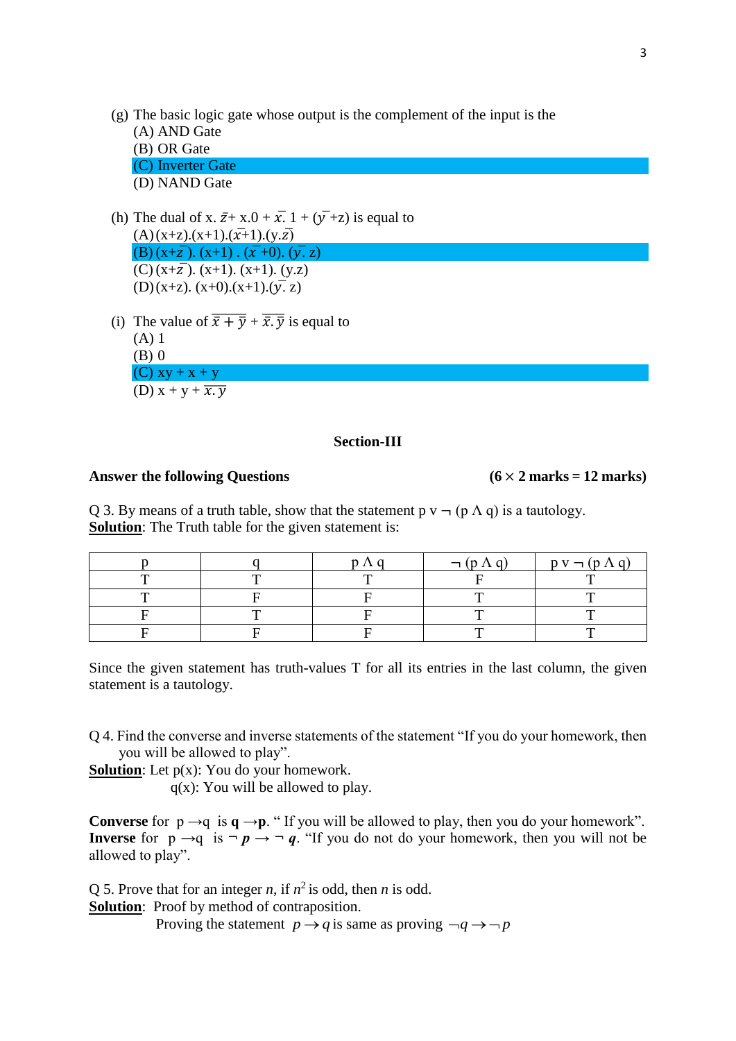(g) The basic logic gate whose output is the complement of the input is the
   (A) AND Gate
   (B) OR Gate
   (C) Inverter Gate
   (D) NAND Gate

(h) The dual of x. $\bar{z}$+ x.0 + $\bar{x}$. 1 + ($\bar{y}$ +z) is equal to
   (A) (x+z).(x+1).($\bar{x}$+1).(y.$\bar{z}$)
   (B) (x+$\bar{z}$). (x+1) . ($\bar{x}$ +0). ($\bar{y}$. z)
   (C) (x+$\bar{z}$). (x+1). (x+1). (y.z)
   (D) (x+z). (x+0).(x+1).($\bar{y}$. z)

(i) The value of $\overline{\bar{x}+\bar{y}}$ + $\overline{\bar{x}.\bar{y}}$ is equal to
   (A) 1
   (B) 0
   (C) xy + x + y
   (D) x + y + $\overline{x.y}$

## Section-III

**Answer the following Questions** **(6 × 2 marks = 12 marks)**

Q 3. By means of a truth table, show that the statement p v ¬ (p Λ q) is a tautology.
**Solution**: The Truth table for the given statement is:

| p | q | p Λ q | ¬ (p Λ q) | p v ¬ (p Λ q) |
|---|---|---|---|---|
| T | T | T | F | T |
| T | F | F | T | T |
| F | T | F | T | T |
| F | F | F | T | T |

Since the given statement has truth-values T for all its entries in the last column, the given statement is a tautology.

Q 4. Find the converse and inverse statements of the statement "If you do your homework, then you will be allowed to play".
**Solution**: Let p(x): You do your homework.
q(x): You will be allowed to play.

**Converse** for p →q is **q →p**. " If you will be allowed to play, then you do your homework".
**Inverse** for p →q is ¬ ***p*** → ¬ ***q***. "If you do not do your homework, then you will not be allowed to play".

Q 5. Prove that for an integer *n*, if $n^2$ is odd, then *n* is odd.
**Solution**: Proof by method of contraposition.
Proving the statement $p \to q$ is same as proving $\neg q \to \neg p$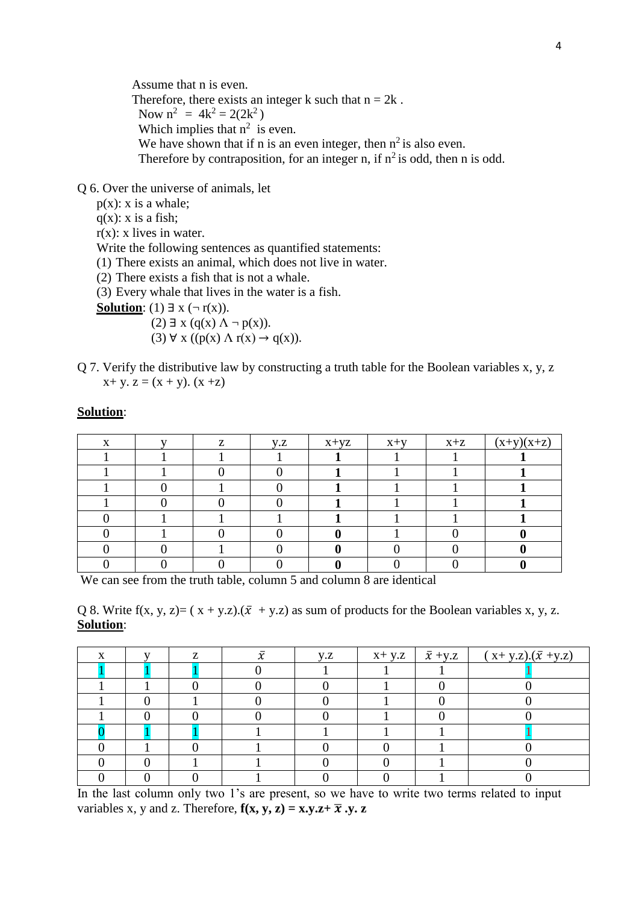Assume that n is even.
Therefore, there exists an integer k such that $n = 2k$ .
Now $n^2 = 4k^2 = 2(2k^2)$
Which implies that $n^2$ is even.
We have shown that if n is an even integer, then $n^2$ is also even.
Therefore by contraposition, for an integer n, if $n^2$ is odd, then n is odd.

Q 6. Over the universe of animals, let
p(x): x is a whale;
q(x): x is a fish;
r(x): x lives in water.
Write the following sentences as quantified statements:
(1) There exists an animal, which does not live in water.
(2) There exists a fish that is not a whale.
(3) Every whale that lives in the water is a fish.

**Solution**: (1) $\exists x (\neg r(x))$.
(2) $\exists x (q(x) \land \neg p(x))$.
(3) $\forall x ((p(x) \land r(x) \rightarrow q(x))$.

Q 7. Verify the distributive law by constructing a truth table for the Boolean variables x, y, z
$x + y.z = (x + y).(x + z)$

**Solution**:

| x | y | z | y.z | x+yz | x+y | x+z | (x+y)(x+z) |
|---|---|---|---|---|---|---|---|
| 1 | 1 | 1 | 1 | **1** | 1 | 1 | **1** |
| 1 | 1 | 0 | 0 | **1** | 1 | 1 | **1** |
| 1 | 0 | 1 | 0 | **1** | 1 | 1 | **1** |
| 1 | 0 | 0 | 0 | **1** | 1 | 1 | **1** |
| 0 | 1 | 1 | 1 | **1** | 1 | 1 | **1** |
| 0 | 1 | 0 | 0 | **0** | 1 | 0 | **0** |
| 0 | 0 | 1 | 0 | **0** | 0 | 0 | **0** |
| 0 | 0 | 0 | 0 | **0** | 0 | 0 | **0** |

We can see from the truth table, column 5 and column 8 are identical

Q 8. Write $f(x, y, z) = (x + y.z).(\bar{x} + y.z)$ as sum of products for the Boolean variables x, y, z.
**Solution**:

| x | y | z | $\bar{x}$ | y.z | x+ y.z | $\bar{x}$ +y.z | ( x+ y.z).($\bar{x}$ +y.z) |
|---|---|---|---|---|---|---|---|
| 1 | 1 | 1 | 0 | 1 | 1 | 1 | 1 |
| 1 | 1 | 0 | 0 | 0 | 1 | 0 | 0 |
| 1 | 0 | 1 | 0 | 0 | 1 | 0 | 0 |
| 1 | 0 | 0 | 0 | 0 | 1 | 0 | 0 |
| 0 | 1 | 1 | 1 | 1 | 1 | 1 | 1 |
| 0 | 1 | 0 | 1 | 0 | 0 | 1 | 0 |
| 0 | 0 | 1 | 1 | 0 | 0 | 1 | 0 |
| 0 | 0 | 0 | 1 | 0 | 0 | 1 | 0 |

In the last column only two 1's are present, so we have to write two terms related to input variables x, y and z. Therefore, $\mathbf{f(x, y, z) = x.y.z + \bar{x}.y.z}$